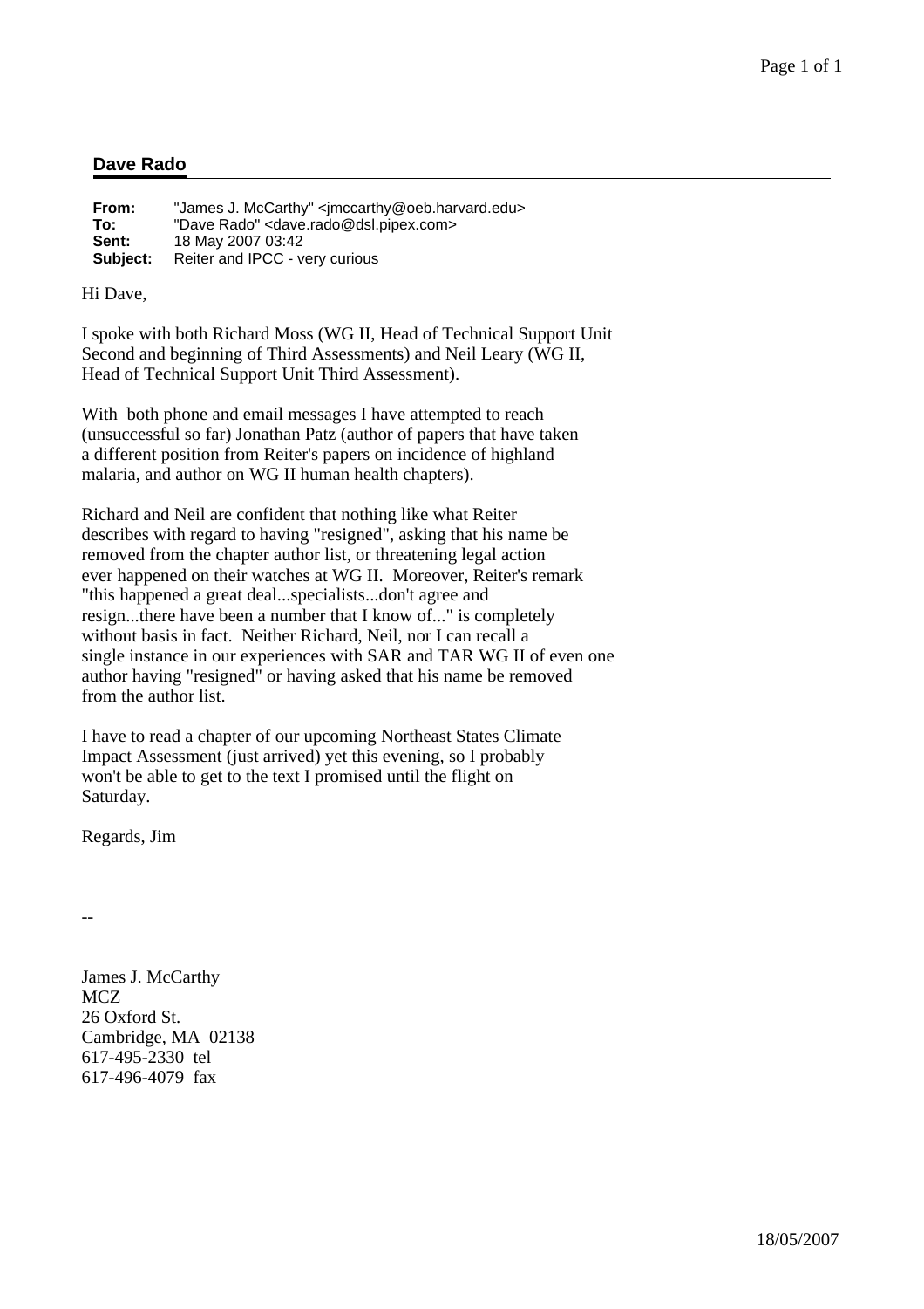## Dave Rado

**From:** "James J. McCarthy" <jmccarthy@oeb.harvard.edu>
**To:** "Dave Rado" <dave.rado@dsl.pipex.com>
**Sent:** 18 May 2007 03:42
**Subject:** Reiter and IPCC - very curious

Hi Dave,

I spoke with both Richard Moss (WG II, Head of Technical Support Unit Second and beginning of Third Assessments) and Neil Leary (WG II, Head of Technical Support Unit Third Assessment).

With both phone and email messages I have attempted to reach (unsuccessful so far) Jonathan Patz (author of papers that have taken a different position from Reiter's papers on incidence of highland malaria, and author on WG II human health chapters).

Richard and Neil are confident that nothing like what Reiter describes with regard to having "resigned", asking that his name be removed from the chapter author list, or threatening legal action ever happened on their watches at WG II. Moreover, Reiter's remark "this happened a great deal...specialists...don't agree and resign...there have been a number that I know of..." is completely without basis in fact. Neither Richard, Neil, nor I can recall a single instance in our experiences with SAR and TAR WG II of even one author having "resigned" or having asked that his name be removed from the author list.

I have to read a chapter of our upcoming Northeast States Climate Impact Assessment (just arrived) yet this evening, so I probably won't be able to get to the text I promised until the flight on Saturday.

Regards, Jim

--

James J. McCarthy
MCZ
26 Oxford St.
Cambridge, MA 02138
617-495-2330 tel
617-496-4079 fax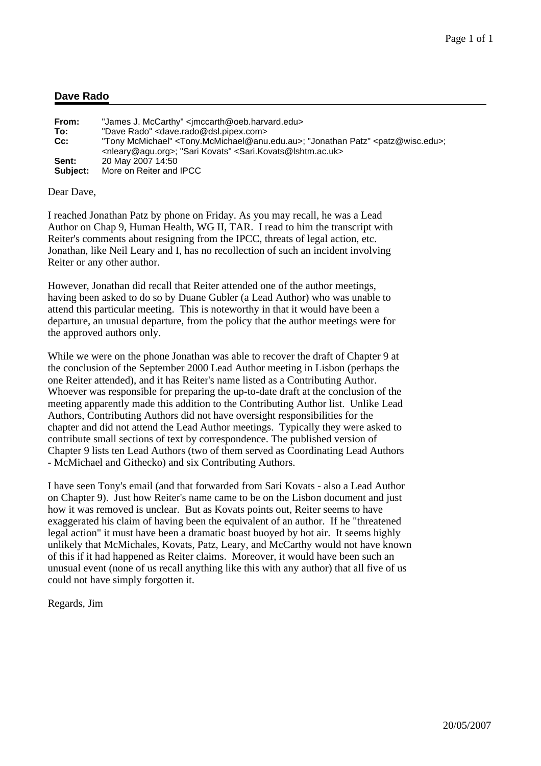## Dave Rado

| | |
|---|---|
| **From:** | "James J. McCarthy" <jmccarth@oeb.harvard.edu> |
| **To:** | "Dave Rado" <dave.rado@dsl.pipex.com> |
| **Cc:** | "Tony McMichael" <Tony.McMichael@anu.edu.au>; "Jonathan Patz" <patz@wisc.edu>; <nleary@agu.org>; "Sari Kovats" <Sari.Kovats@lshtm.ac.uk> |
| **Sent:** | 20 May 2007 14:50 |
| **Subject:** | More on Reiter and IPCC |

Dear Dave,

I reached Jonathan Patz by phone on Friday. As you may recall, he was a Lead Author on Chap 9, Human Health, WG II, TAR. I read to him the transcript with Reiter's comments about resigning from the IPCC, threats of legal action, etc. Jonathan, like Neil Leary and I, has no recollection of such an incident involving Reiter or any other author.

However, Jonathan did recall that Reiter attended one of the author meetings, having been asked to do so by Duane Gubler (a Lead Author) who was unable to attend this particular meeting. This is noteworthy in that it would have been a departure, an unusual departure, from the policy that the author meetings were for the approved authors only.

While we were on the phone Jonathan was able to recover the draft of Chapter 9 at the conclusion of the September 2000 Lead Author meeting in Lisbon (perhaps the one Reiter attended), and it has Reiter's name listed as a Contributing Author. Whoever was responsible for preparing the up-to-date draft at the conclusion of the meeting apparently made this addition to the Contributing Author list. Unlike Lead Authors, Contributing Authors did not have oversight responsibilities for the chapter and did not attend the Lead Author meetings. Typically they were asked to contribute small sections of text by correspondence. The published version of Chapter 9 lists ten Lead Authors (two of them served as Coordinating Lead Authors - McMichael and Githecko) and six Contributing Authors.

I have seen Tony's email (and that forwarded from Sari Kovats - also a Lead Author on Chapter 9). Just how Reiter's name came to be on the Lisbon document and just how it was removed is unclear. But as Kovats points out, Reiter seems to have exaggerated his claim of having been the equivalent of an author. If he "threatened legal action" it must have been a dramatic boast buoyed by hot air. It seems highly unlikely that McMichales, Kovats, Patz, Leary, and McCarthy would not have known of this if it had happened as Reiter claims. Moreover, it would have been such an unusual event (none of us recall anything like this with any author) that all five of us could not have simply forgotten it.

Regards, Jim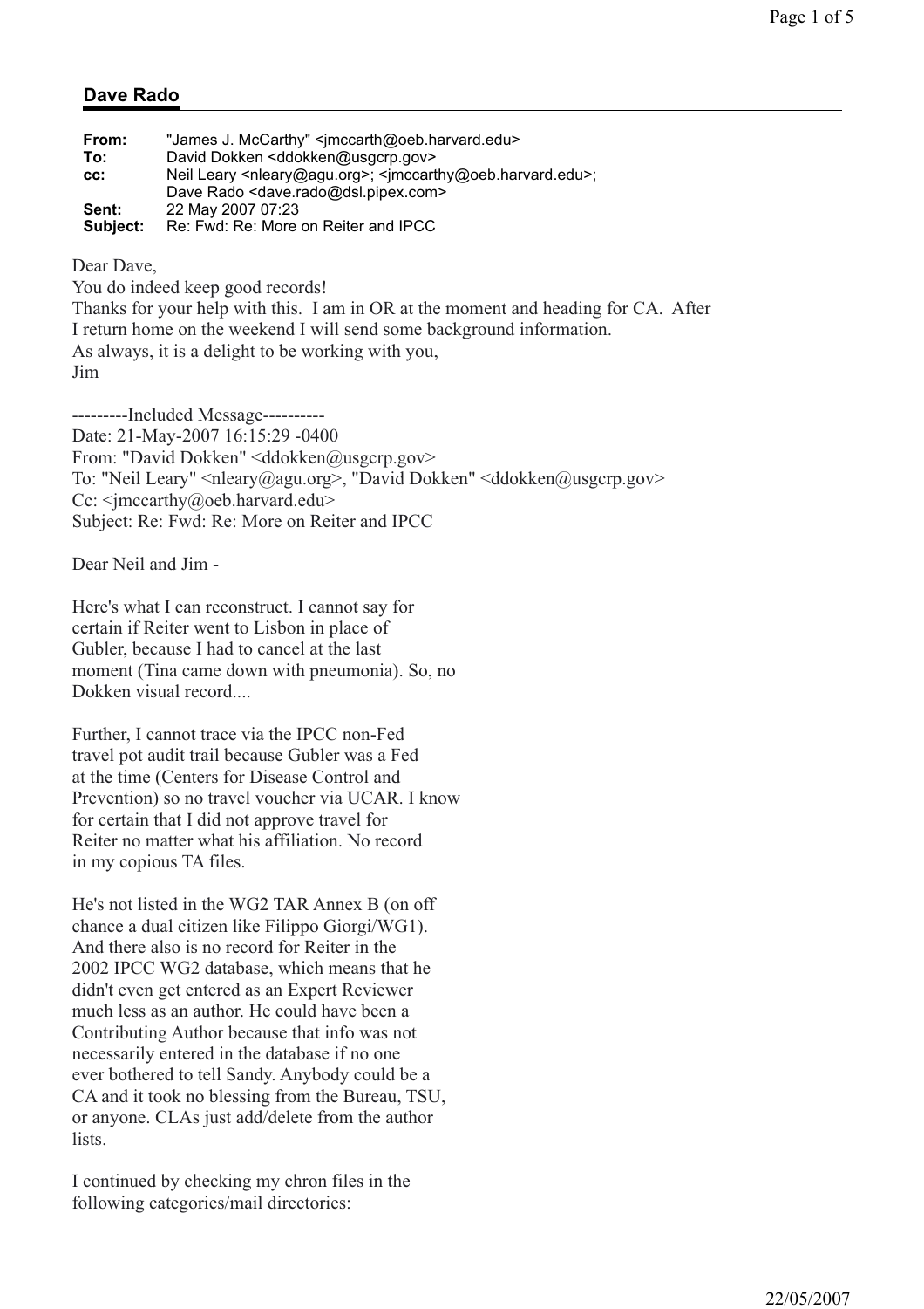## Dave Rado

| | |
|---|---|
| **From:** | "James J. McCarthy" <jmccarth@oeb.harvard.edu> |
| **To:** | David Dokken <ddokken@usgcrp.gov> |
| **cc:** | Neil Leary <nleary@agu.org>; <jmccarthy@oeb.harvard.edu>; Dave Rado <dave.rado@dsl.pipex.com> |
| **Sent:** | 22 May 2007 07:23 |
| **Subject:** | Re: Fwd: Re: More on Reiter and IPCC |

Dear Dave,
You do indeed keep good records!
Thanks for your help with this. I am in OR at the moment and heading for CA. After I return home on the weekend I will send some background information.
As always, it is a delight to be working with you,
Jim

---------Included Message----------
Date: 21-May-2007 16:15:29 -0400
From: "David Dokken" <ddokken@usgcrp.gov>
To: "Neil Leary" <nleary@agu.org>, "David Dokken" <ddokken@usgcrp.gov>
Cc: <jmccarthy@oeb.harvard.edu>
Subject: Re: Fwd: Re: More on Reiter and IPCC

Dear Neil and Jim -

Here's what I can reconstruct. I cannot say for certain if Reiter went to Lisbon in place of Gubler, because I had to cancel at the last moment (Tina came down with pneumonia). So, no Dokken visual record....

Further, I cannot trace via the IPCC non-Fed travel pot audit trail because Gubler was a Fed at the time (Centers for Disease Control and Prevention) so no travel voucher via UCAR. I know for certain that I did not approve travel for Reiter no matter what his affiliation. No record in my copious TA files.

He's not listed in the WG2 TAR Annex B (on off chance a dual citizen like Filippo Giorgi/WG1). And there also is no record for Reiter in the 2002 IPCC WG2 database, which means that he didn't even get entered as an Expert Reviewer much less as an author. He could have been a Contributing Author because that info was not necessarily entered in the database if no one ever bothered to tell Sandy. Anybody could be a CA and it took no blessing from the Bureau, TSU, or anyone. CLAs just add/delete from the author lists.

I continued by checking my chron files in the following categories/mail directories: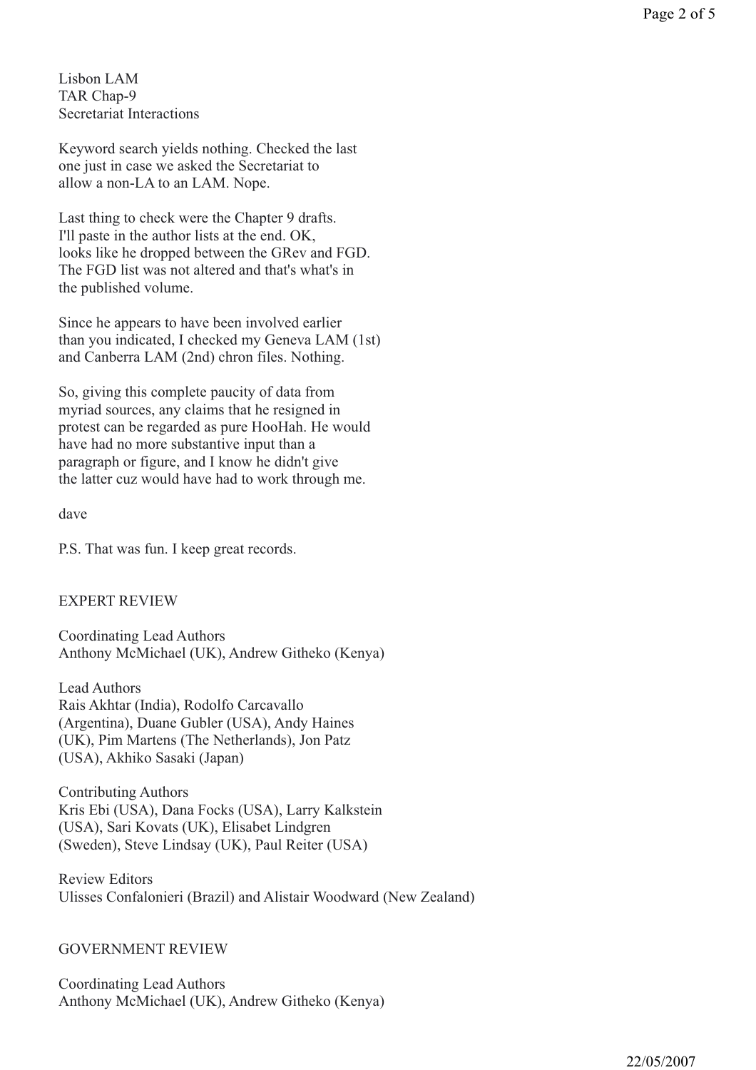Lisbon LAM
TAR Chap-9
Secretariat Interactions

Keyword search yields nothing. Checked the last one just in case we asked the Secretariat to allow a non-LA to an LAM. Nope.

Last thing to check were the Chapter 9 drafts. I'll paste in the author lists at the end. OK, looks like he dropped between the GRev and FGD. The FGD list was not altered and that's what's in the published volume.

Since he appears to have been involved earlier than you indicated, I checked my Geneva LAM (1st) and Canberra LAM (2nd) chron files. Nothing.

So, giving this complete paucity of data from myriad sources, any claims that he resigned in protest can be regarded as pure HooHah. He would have had no more substantive input than a paragraph or figure, and I know he didn't give the latter cuz would have had to work through me.

dave

P.S. That was fun. I keep great records.

EXPERT REVIEW

Coordinating Lead Authors
Anthony McMichael (UK), Andrew Githeko (Kenya)

Lead Authors
Rais Akhtar (India), Rodolfo Carcavallo (Argentina), Duane Gubler (USA), Andy Haines (UK), Pim Martens (The Netherlands), Jon Patz (USA), Akhiko Sasaki (Japan)

Contributing Authors
Kris Ebi (USA), Dana Focks (USA), Larry Kalkstein (USA), Sari Kovats (UK), Elisabet Lindgren (Sweden), Steve Lindsay (UK), Paul Reiter (USA)

Review Editors
Ulisses Confalonieri (Brazil) and Alistair Woodward (New Zealand)

GOVERNMENT REVIEW

Coordinating Lead Authors
Anthony McMichael (UK), Andrew Githeko (Kenya)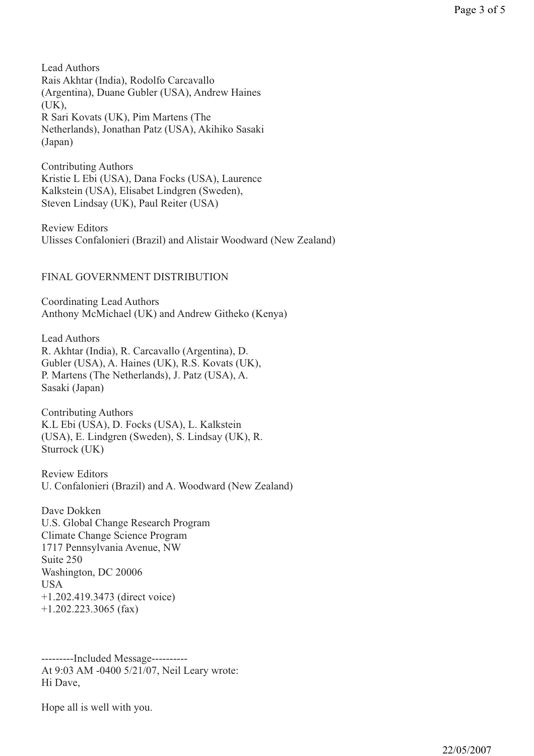Lead Authors
Rais Akhtar (India), Rodolfo Carcavallo (Argentina), Duane Gubler (USA), Andrew Haines (UK),
R Sari Kovats (UK), Pim Martens (The Netherlands), Jonathan Patz (USA), Akihiko Sasaki (Japan)

Contributing Authors
Kristie L Ebi (USA), Dana Focks (USA), Laurence Kalkstein (USA), Elisabet Lindgren (Sweden), Steven Lindsay (UK), Paul Reiter (USA)

Review Editors
Ulisses Confalonieri (Brazil) and Alistair Woodward (New Zealand)

FINAL GOVERNMENT DISTRIBUTION

Coordinating Lead Authors
Anthony McMichael (UK) and Andrew Githeko (Kenya)

Lead Authors
R. Akhtar (India), R. Carcavallo (Argentina), D. Gubler (USA), A. Haines (UK), R.S. Kovats (UK), P. Martens (The Netherlands), J. Patz (USA), A. Sasaki (Japan)

Contributing Authors
K.L Ebi (USA), D. Focks (USA), L. Kalkstein (USA), E. Lindgren (Sweden), S. Lindsay (UK), R. Sturrock (UK)

Review Editors
U. Confalonieri (Brazil) and A. Woodward (New Zealand)

Dave Dokken
U.S. Global Change Research Program
Climate Change Science Program
1717 Pennsylvania Avenue, NW
Suite 250
Washington, DC 20006
USA
+1.202.419.3473 (direct voice)
+1.202.223.3065 (fax)

---------Included Message----------
At 9:03 AM -0400 5/21/07, Neil Leary wrote:
Hi Dave,

Hope all is well with you.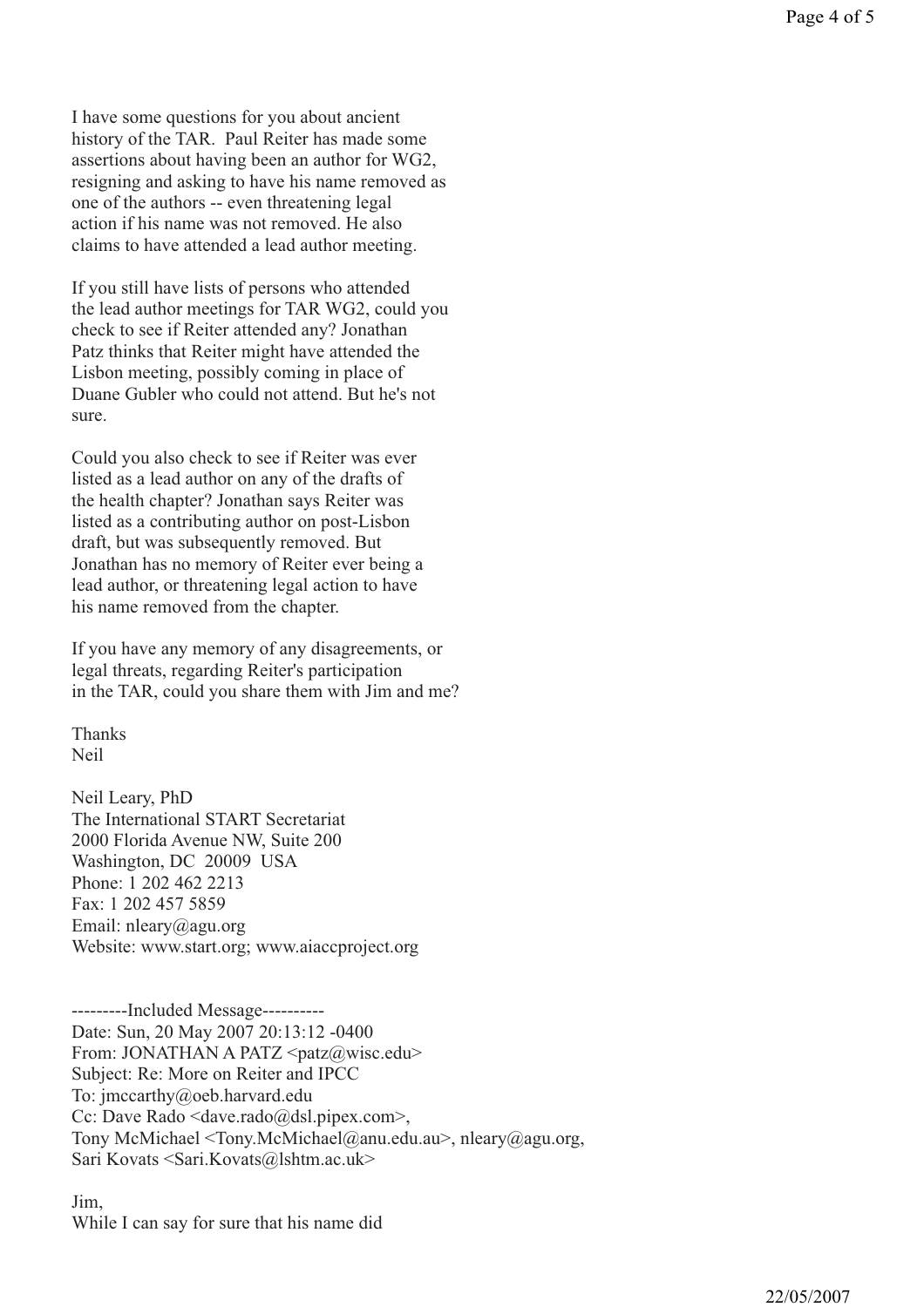I have some questions for you about ancient history of the TAR. Paul Reiter has made some assertions about having been an author for WG2, resigning and asking to have his name removed as one of the authors -- even threatening legal action if his name was not removed. He also claims to have attended a lead author meeting.

If you still have lists of persons who attended the lead author meetings for TAR WG2, could you check to see if Reiter attended any? Jonathan Patz thinks that Reiter might have attended the Lisbon meeting, possibly coming in place of Duane Gubler who could not attend. But he's not sure.

Could you also check to see if Reiter was ever listed as a lead author on any of the drafts of the health chapter? Jonathan says Reiter was listed as a contributing author on post-Lisbon draft, but was subsequently removed. But Jonathan has no memory of Reiter ever being a lead author, or threatening legal action to have his name removed from the chapter.

If you have any memory of any disagreements, or legal threats, regarding Reiter's participation in the TAR, could you share them with Jim and me?

Thanks
Neil

Neil Leary, PhD
The International START Secretariat
2000 Florida Avenue NW, Suite 200
Washington, DC 20009 USA
Phone: 1 202 462 2213
Fax: 1 202 457 5859
Email: nleary@agu.org
Website: www.start.org; www.aiaccproject.org

---------Included Message----------
Date: Sun, 20 May 2007 20:13:12 -0400
From: JONATHAN A PATZ <patz@wisc.edu>
Subject: Re: More on Reiter and IPCC
To: jmccarthy@oeb.harvard.edu
Cc: Dave Rado <dave.rado@dsl.pipex.com>,
Tony McMichael <Tony.McMichael@anu.edu.au>, nleary@agu.org,
Sari Kovats <Sari.Kovats@lshtm.ac.uk>

Jim,
While I can say for sure that his name did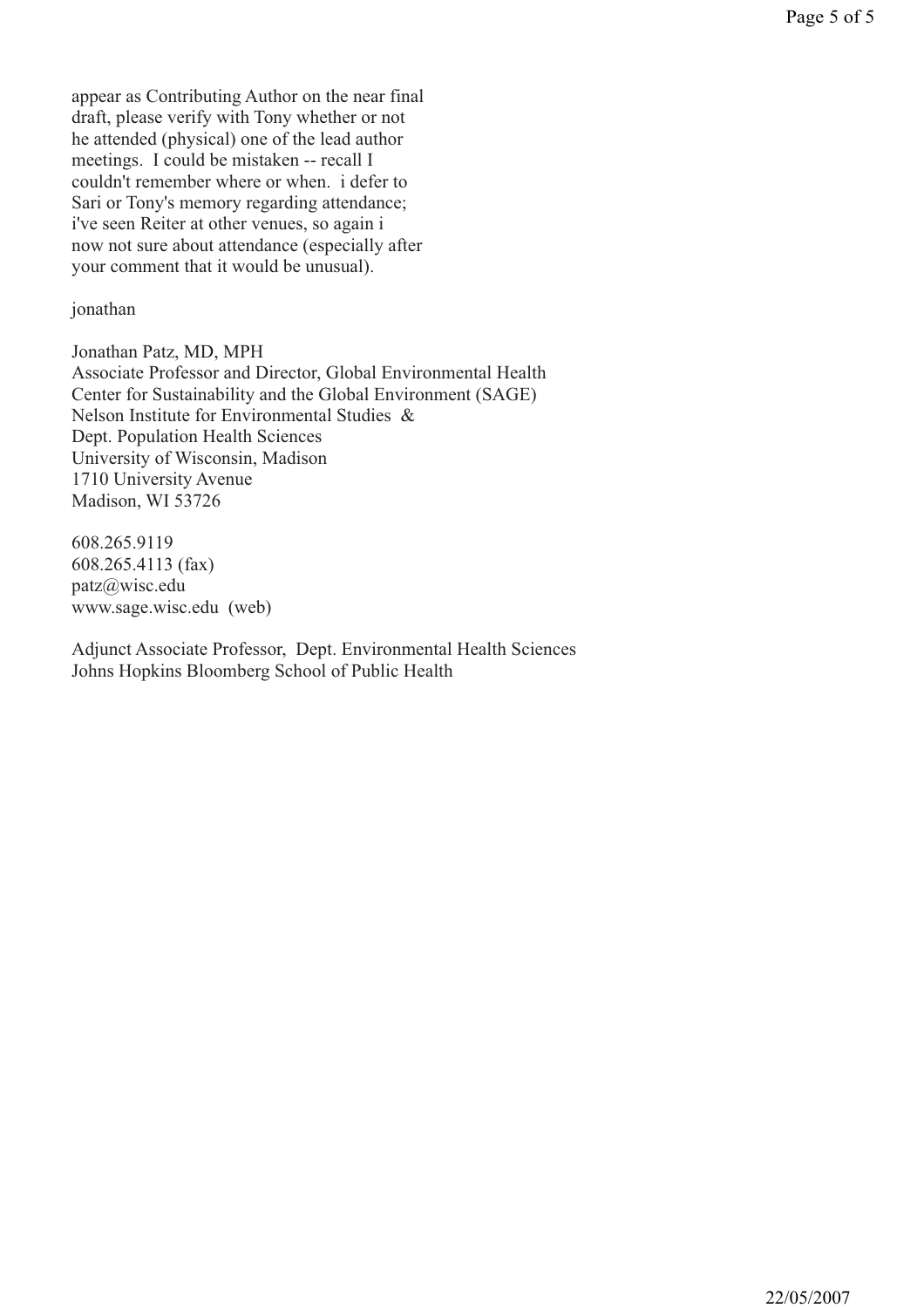appear as Contributing Author on the near final draft, please verify with Tony whether or not he attended (physical) one of the lead author meetings. I could be mistaken -- recall I couldn't remember where or when. i defer to Sari or Tony's memory regarding attendance; i've seen Reiter at other venues, so again i now not sure about attendance (especially after your comment that it would be unusual).

jonathan

Jonathan Patz, MD, MPH
Associate Professor and Director, Global Environmental Health
Center for Sustainability and the Global Environment (SAGE)
Nelson Institute for Environmental Studies &
Dept. Population Health Sciences
University of Wisconsin, Madison
1710 University Avenue
Madison, WI 53726

608.265.9119
608.265.4113 (fax)
patz@wisc.edu
www.sage.wisc.edu (web)

Adjunct Associate Professor, Dept. Environmental Health Sciences
Johns Hopkins Bloomberg School of Public Health